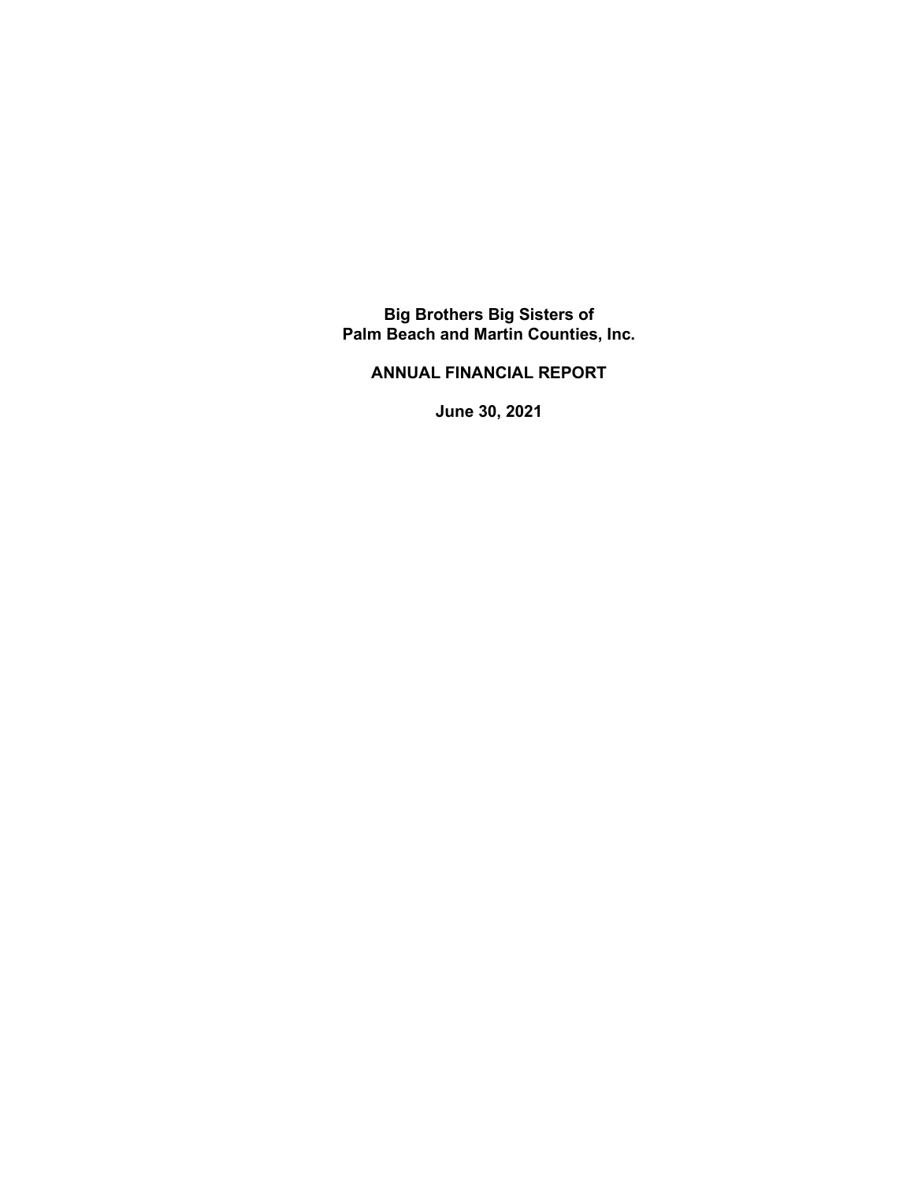# Big Brothers Big Sisters of Palm Beach and Martin Counties, Inc.

## ANNUAL FINANCIAL REPORT

**June 30, 2021**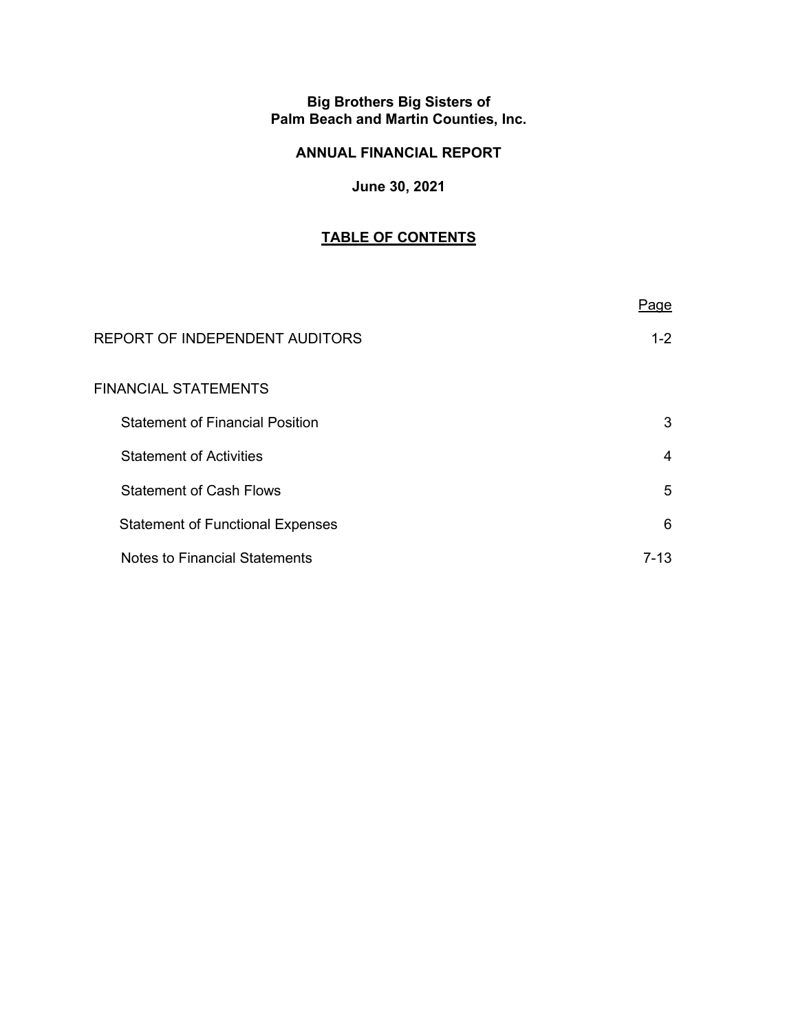**Big Brothers Big Sisters of**
**Palm Beach and Martin Counties, Inc.**

**ANNUAL FINANCIAL REPORT**

**June 30, 2021**

## TABLE OF CONTENTS

| | Page |
|---|---|
| REPORT OF INDEPENDENT AUDITORS | 1-2 |
| FINANCIAL STATEMENTS | |
| Statement of Financial Position | 3 |
| Statement of Activities | 4 |
| Statement of Cash Flows | 5 |
| Statement of Functional Expenses | 6 |
| Notes to Financial Statements | 7-13 |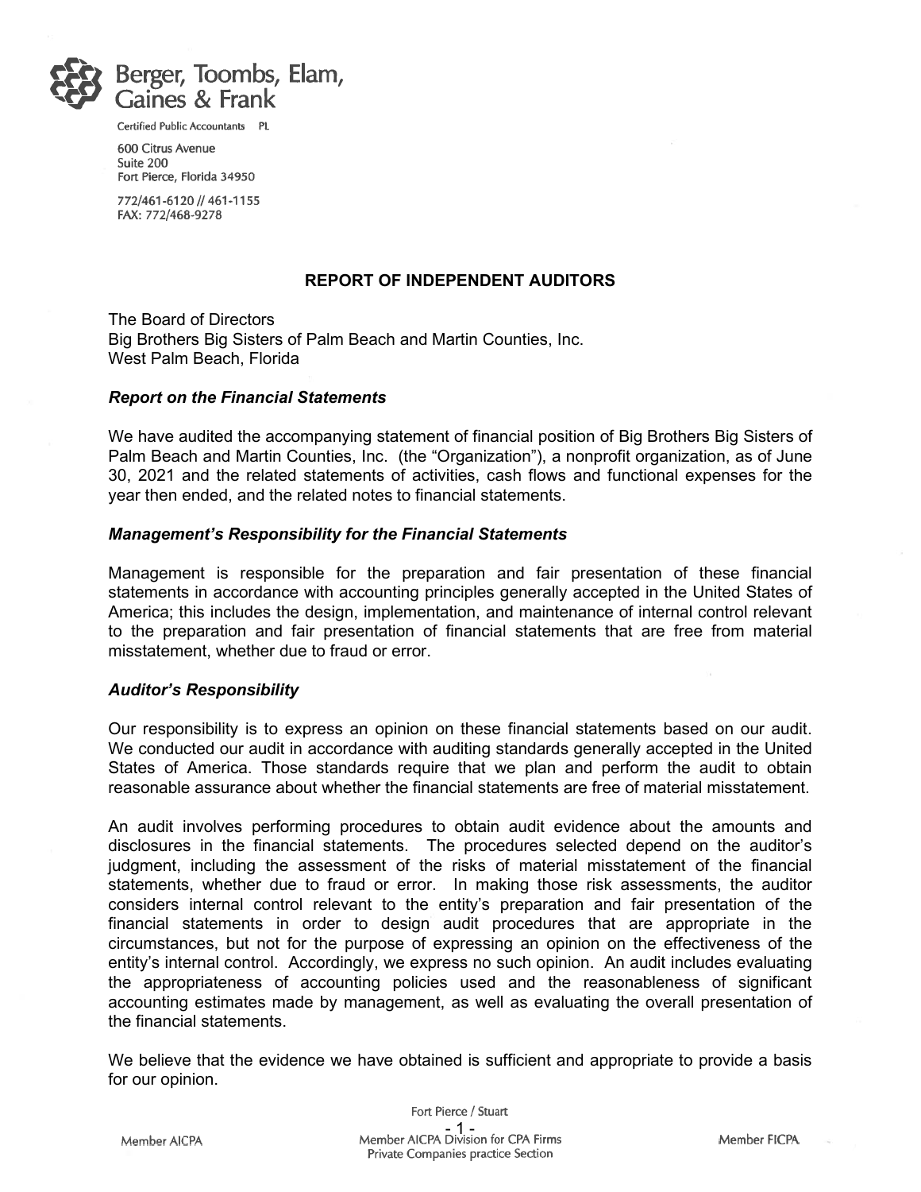Berger, Toombs, Elam, Gaines & Frank

Certified Public Accountants PL

600 Citrus Avenue
Suite 200
Fort Pierce, Florida 34950

772/461-6120 // 461-1155
FAX: 772/468-9278

## REPORT OF INDEPENDENT AUDITORS

The Board of Directors
Big Brothers Big Sisters of Palm Beach and Martin Counties, Inc.
West Palm Beach, Florida

### *Report on the Financial Statements*

We have audited the accompanying statement of financial position of Big Brothers Big Sisters of Palm Beach and Martin Counties, Inc. (the "Organization"), a nonprofit organization, as of June 30, 2021 and the related statements of activities, cash flows and functional expenses for the year then ended, and the related notes to financial statements.

### *Management's Responsibility for the Financial Statements*

Management is responsible for the preparation and fair presentation of these financial statements in accordance with accounting principles generally accepted in the United States of America; this includes the design, implementation, and maintenance of internal control relevant to the preparation and fair presentation of financial statements that are free from material misstatement, whether due to fraud or error.

### *Auditor's Responsibility*

Our responsibility is to express an opinion on these financial statements based on our audit. We conducted our audit in accordance with auditing standards generally accepted in the United States of America. Those standards require that we plan and perform the audit to obtain reasonable assurance about whether the financial statements are free of material misstatement.

An audit involves performing procedures to obtain audit evidence about the amounts and disclosures in the financial statements. The procedures selected depend on the auditor's judgment, including the assessment of the risks of material misstatement of the financial statements, whether due to fraud or error. In making those risk assessments, the auditor considers internal control relevant to the entity's preparation and fair presentation of the financial statements in order to design audit procedures that are appropriate in the circumstances, but not for the purpose of expressing an opinion on the effectiveness of the entity's internal control. Accordingly, we express no such opinion. An audit includes evaluating the appropriateness of accounting policies used and the reasonableness of significant accounting estimates made by management, as well as evaluating the overall presentation of the financial statements.

We believe that the evidence we have obtained is sufficient and appropriate to provide a basis for our opinion.

Fort Pierce / Stuart

Member AICPA | Member AICPA Division for CPA Firms Private Companies practice Section | Member FICPA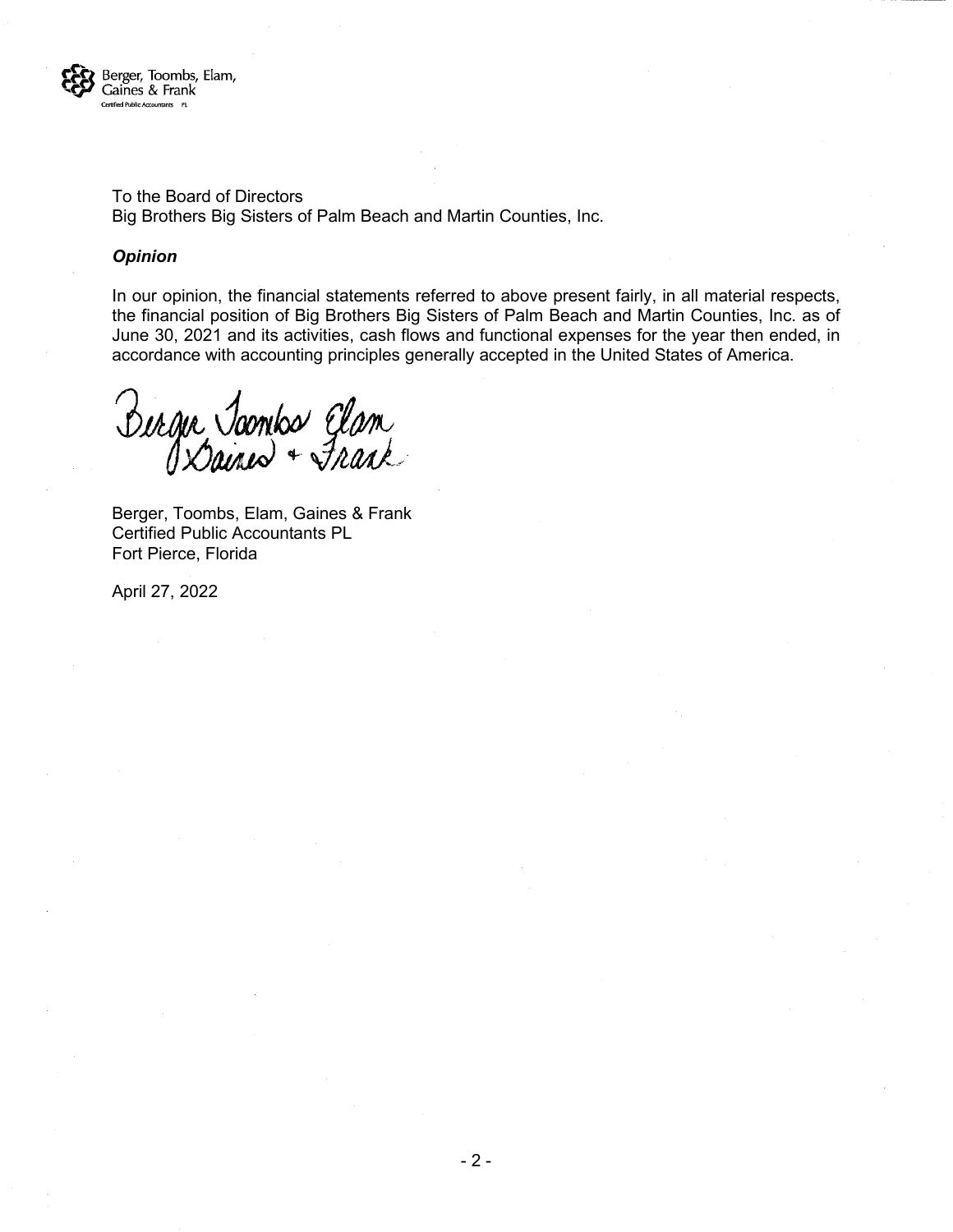Berger, Toombs, Elam, Gaines & Frank
Certified Public Accountants PL

To the Board of Directors
Big Brothers Big Sisters of Palm Beach and Martin Counties, Inc.

***Opinion***

In our opinion, the financial statements referred to above present fairly, in all material respects, the financial position of Big Brothers Big Sisters of Palm Beach and Martin Counties, Inc. as of June 30, 2021 and its activities, cash flows and functional expenses for the year then ended, in accordance with accounting principles generally accepted in the United States of America.

Berger Toombs Elam Gaines + Frank

Berger, Toombs, Elam, Gaines & Frank
Certified Public Accountants PL
Fort Pierce, Florida

April 27, 2022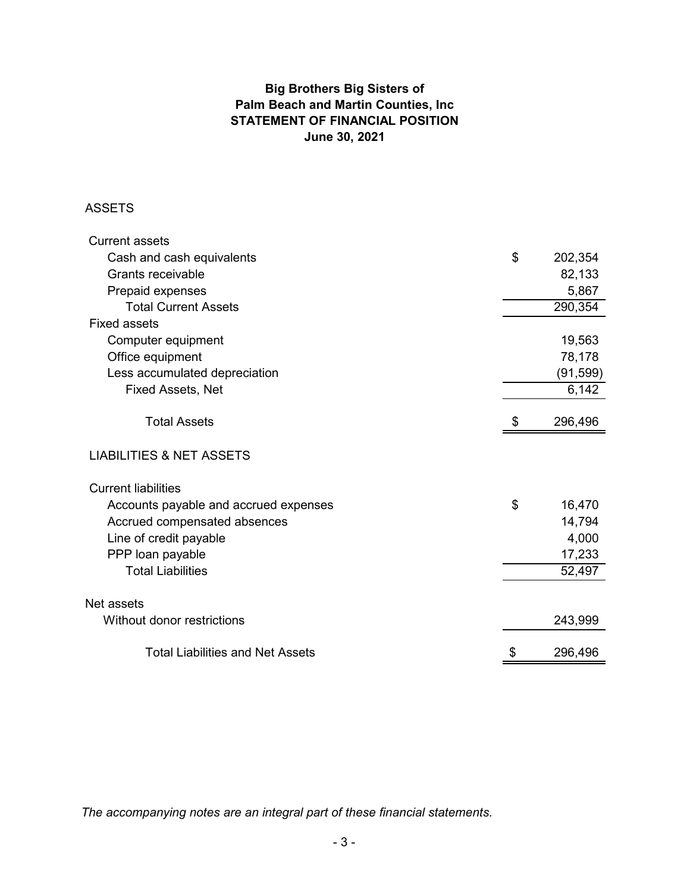# Big Brothers Big Sisters of Palm Beach and Martin Counties, Inc
## STATEMENT OF FINANCIAL POSITION
### June 30, 2021

| | | |
|---|---|---|
| **ASSETS** | | |
| Current assets | | |
| Cash and cash equivalents | $ | 202,354 |
| Grants receivable | | 82,133 |
| Prepaid expenses | | 5,867 |
| Total Current Assets | | 290,354 |
| Fixed assets | | |
| Computer equipment | | 19,563 |
| Office equipment | | 78,178 |
| Less accumulated depreciation | | (91,599) |
| Fixed Assets, Net | | 6,142 |
| Total Assets | $ | 296,496 |
| **LIABILITIES & NET ASSETS** | | |
| Current liabilities | | |
| Accounts payable and accrued expenses | $ | 16,470 |
| Accrued compensated absences | | 14,794 |
| Line of credit payable | | 4,000 |
| PPP loan payable | | 17,233 |
| Total Liabilities | | 52,497 |
| Net assets | | |
| Without donor restrictions | | 243,999 |
| Total Liabilities and Net Assets | $ | 296,496 |

*The accompanying notes are an integral part of these financial statements.*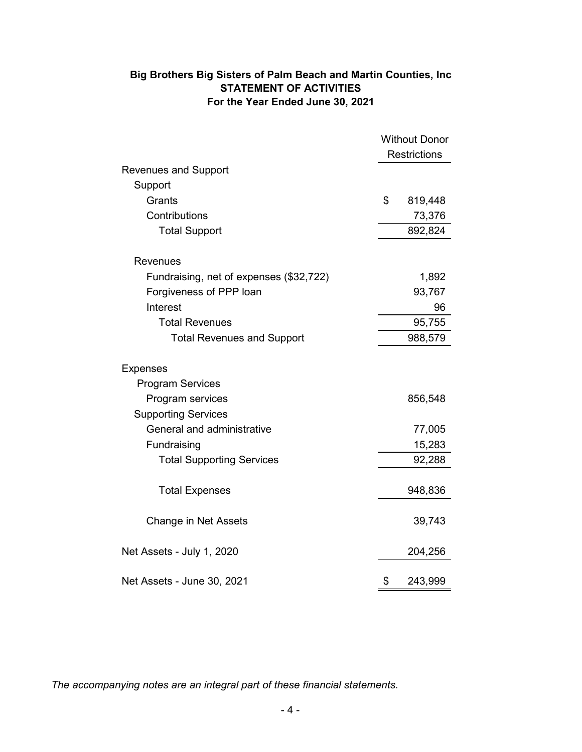**Big Brothers Big Sisters of Palm Beach and Martin Counties, Inc**
**STATEMENT OF ACTIVITIES**
**For the Year Ended June 30, 2021**

| | Without Donor Restrictions |
|---|---|
| Revenues and Support | |
| Support | |
| Grants | $ 819,448 |
| Contributions | 73,376 |
| Total Support | 892,824 |
| | |
| Revenues | |
| Fundraising, net of expenses ($32,722) | 1,892 |
| Forgiveness of PPP loan | 93,767 |
| Interest | 96 |
| Total Revenues | 95,755 |
| Total Revenues and Support | 988,579 |
| | |
| Expenses | |
| Program Services | |
| Program services | 856,548 |
| Supporting Services | |
| General and administrative | 77,005 |
| Fundraising | 15,283 |
| Total Supporting Services | 92,288 |
| | |
| Total Expenses | 948,836 |
| | |
| Change in Net Assets | 39,743 |
| | |
| Net Assets - July 1, 2020 | 204,256 |
| | |
| Net Assets - June 30, 2021 | $ 243,999 |

*The accompanying notes are an integral part of these financial statements.*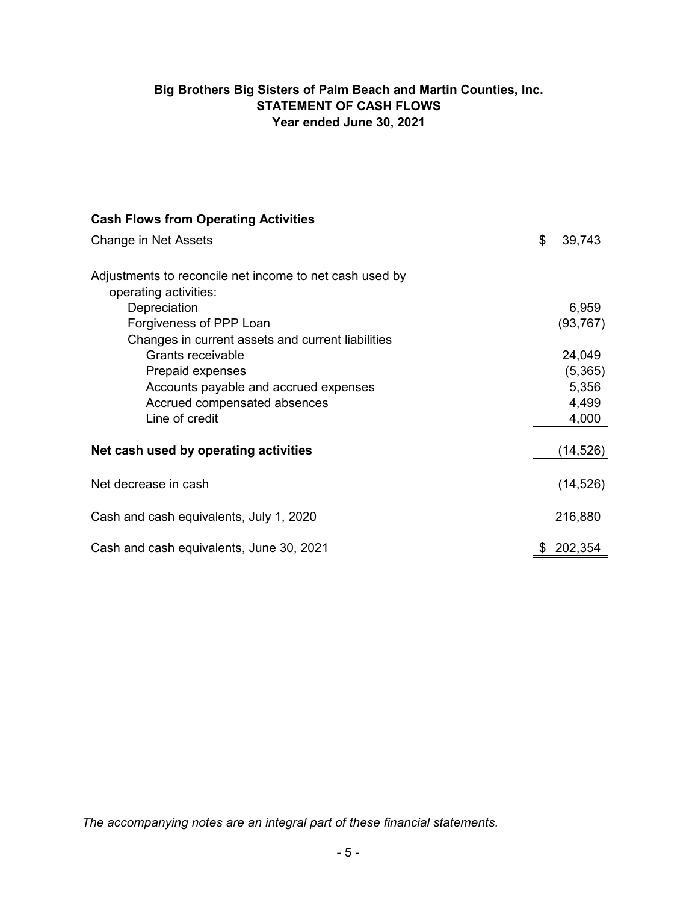**Big Brothers Big Sisters of Palm Beach and Martin Counties, Inc.**
**STATEMENT OF CASH FLOWS**
**Year ended June 30, 2021**

| | |
|---|---|
| **Cash Flows from Operating Activities** | |
| Change in Net Assets | $ 39,743 |
| Adjustments to reconcile net income to net cash used by operating activities: | |
| Depreciation | 6,959 |
| Forgiveness of PPP Loan | (93,767) |
| Changes in current assets and current liabilities | |
| Grants receivable | 24,049 |
| Prepaid expenses | (5,365) |
| Accounts payable and accrued expenses | 5,356 |
| Accrued compensated absences | 4,499 |
| Line of credit | 4,000 |
| **Net cash used by operating activities** | (14,526) |
| Net decrease in cash | (14,526) |
| Cash and cash equivalents, July 1, 2020 | 216,880 |
| Cash and cash equivalents, June 30, 2021 | $ 202,354 |

*The accompanying notes are an integral part of these financial statements.*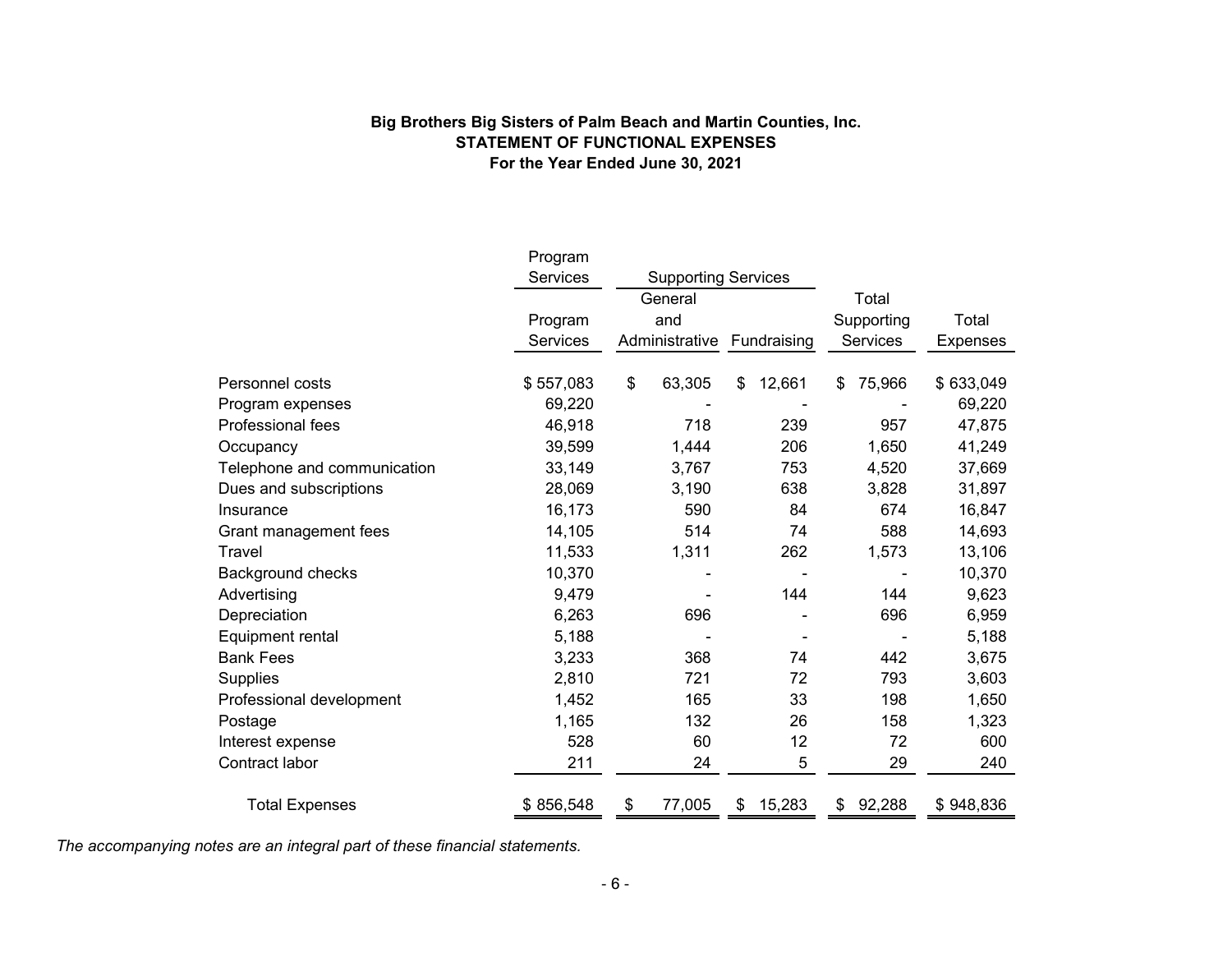**Big Brothers Big Sisters of Palm Beach and Martin Counties, Inc.**
**STATEMENT OF FUNCTIONAL EXPENSES**
**For the Year Ended June 30, 2021**

| | Program Services | Supporting Services | | | |
|---|---|---|---|---|---|
| | Program Services | General and Administrative | Fundraising | Total Supporting Services | Total Expenses |
| Personnel costs | $ 557,083 | $ 63,305 | $ 12,661 | $ 75,966 | $ 633,049 |
| Program expenses | 69,220 | - | - | - | 69,220 |
| Professional fees | 46,918 | 718 | 239 | 957 | 47,875 |
| Occupancy | 39,599 | 1,444 | 206 | 1,650 | 41,249 |
| Telephone and communication | 33,149 | 3,767 | 753 | 4,520 | 37,669 |
| Dues and subscriptions | 28,069 | 3,190 | 638 | 3,828 | 31,897 |
| Insurance | 16,173 | 590 | 84 | 674 | 16,847 |
| Grant management fees | 14,105 | 514 | 74 | 588 | 14,693 |
| Travel | 11,533 | 1,311 | 262 | 1,573 | 13,106 |
| Background checks | 10,370 | - | - | - | 10,370 |
| Advertising | 9,479 | - | 144 | 144 | 9,623 |
| Depreciation | 6,263 | 696 | - | 696 | 6,959 |
| Equipment rental | 5,188 | - | - | - | 5,188 |
| Bank Fees | 3,233 | 368 | 74 | 442 | 3,675 |
| Supplies | 2,810 | 721 | 72 | 793 | 3,603 |
| Professional development | 1,452 | 165 | 33 | 198 | 1,650 |
| Postage | 1,165 | 132 | 26 | 158 | 1,323 |
| Interest expense | 528 | 60 | 12 | 72 | 600 |
| Contract labor | 211 | 24 | 5 | 29 | 240 |
| Total Expenses | $ 856,548 | $ 77,005 | $ 15,283 | $ 92,288 | $ 948,836 |

*The accompanying notes are an integral part of these financial statements.*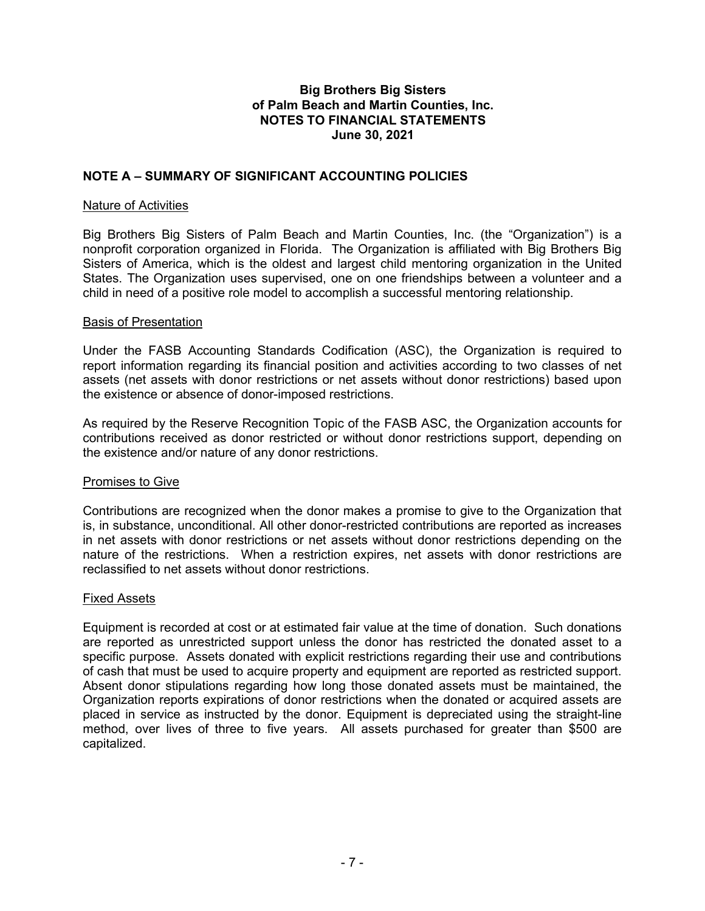# Big Brothers Big Sisters of Palm Beach and Martin Counties, Inc.
## NOTES TO FINANCIAL STATEMENTS
## June 30, 2021

### NOTE A – SUMMARY OF SIGNIFICANT ACCOUNTING POLICIES

Nature of Activities

Big Brothers Big Sisters of Palm Beach and Martin Counties, Inc. (the "Organization") is a nonprofit corporation organized in Florida. The Organization is affiliated with Big Brothers Big Sisters of America, which is the oldest and largest child mentoring organization in the United States. The Organization uses supervised, one on one friendships between a volunteer and a child in need of a positive role model to accomplish a successful mentoring relationship.

Basis of Presentation

Under the FASB Accounting Standards Codification (ASC), the Organization is required to report information regarding its financial position and activities according to two classes of net assets (net assets with donor restrictions or net assets without donor restrictions) based upon the existence or absence of donor-imposed restrictions.

As required by the Reserve Recognition Topic of the FASB ASC, the Organization accounts for contributions received as donor restricted or without donor restrictions support, depending on the existence and/or nature of any donor restrictions.

Promises to Give

Contributions are recognized when the donor makes a promise to give to the Organization that is, in substance, unconditional. All other donor-restricted contributions are reported as increases in net assets with donor restrictions or net assets without donor restrictions depending on the nature of the restrictions. When a restriction expires, net assets with donor restrictions are reclassified to net assets without donor restrictions.

Fixed Assets

Equipment is recorded at cost or at estimated fair value at the time of donation. Such donations are reported as unrestricted support unless the donor has restricted the donated asset to a specific purpose. Assets donated with explicit restrictions regarding their use and contributions of cash that must be used to acquire property and equipment are reported as restricted support. Absent donor stipulations regarding how long those donated assets must be maintained, the Organization reports expirations of donor restrictions when the donated or acquired assets are placed in service as instructed by the donor. Equipment is depreciated using the straight-line method, over lives of three to five years. All assets purchased for greater than $500 are capitalized.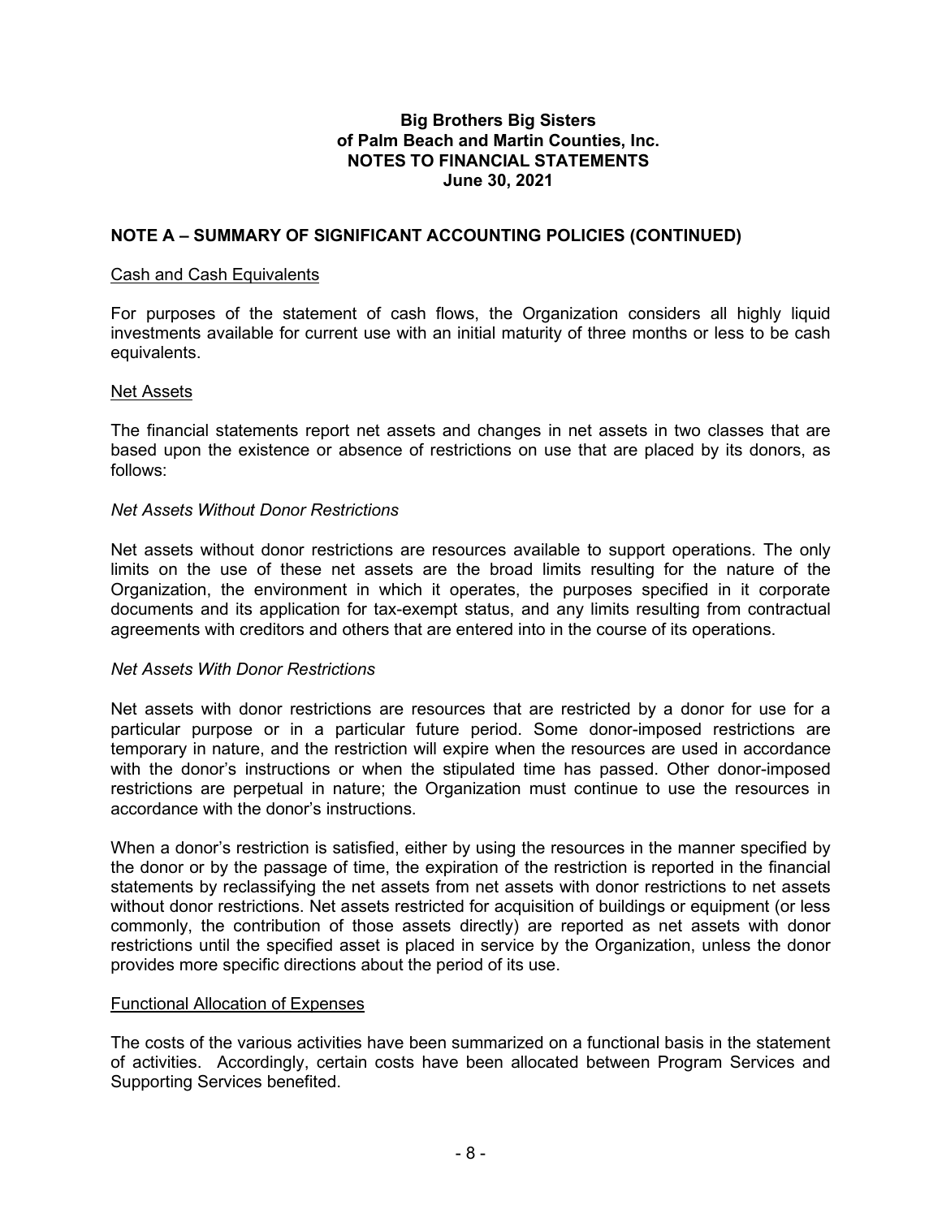**Big Brothers Big Sisters of Palm Beach and Martin Counties, Inc.**
**NOTES TO FINANCIAL STATEMENTS**
**June 30, 2021**

## NOTE A – SUMMARY OF SIGNIFICANT ACCOUNTING POLICIES (CONTINUED)

### Cash and Cash Equivalents

For purposes of the statement of cash flows, the Organization considers all highly liquid investments available for current use with an initial maturity of three months or less to be cash equivalents.

### Net Assets

The financial statements report net assets and changes in net assets in two classes that are based upon the existence or absence of restrictions on use that are placed by its donors, as follows:

*Net Assets Without Donor Restrictions*

Net assets without donor restrictions are resources available to support operations. The only limits on the use of these net assets are the broad limits resulting for the nature of the Organization, the environment in which it operates, the purposes specified in it corporate documents and its application for tax-exempt status, and any limits resulting from contractual agreements with creditors and others that are entered into in the course of its operations.

*Net Assets With Donor Restrictions*

Net assets with donor restrictions are resources that are restricted by a donor for use for a particular purpose or in a particular future period. Some donor-imposed restrictions are temporary in nature, and the restriction will expire when the resources are used in accordance with the donor's instructions or when the stipulated time has passed. Other donor-imposed restrictions are perpetual in nature; the Organization must continue to use the resources in accordance with the donor's instructions.

When a donor's restriction is satisfied, either by using the resources in the manner specified by the donor or by the passage of time, the expiration of the restriction is reported in the financial statements by reclassifying the net assets from net assets with donor restrictions to net assets without donor restrictions. Net assets restricted for acquisition of buildings or equipment (or less commonly, the contribution of those assets directly) are reported as net assets with donor restrictions until the specified asset is placed in service by the Organization, unless the donor provides more specific directions about the period of its use.

### Functional Allocation of Expenses

The costs of the various activities have been summarized on a functional basis in the statement of activities. Accordingly, certain costs have been allocated between Program Services and Supporting Services benefited.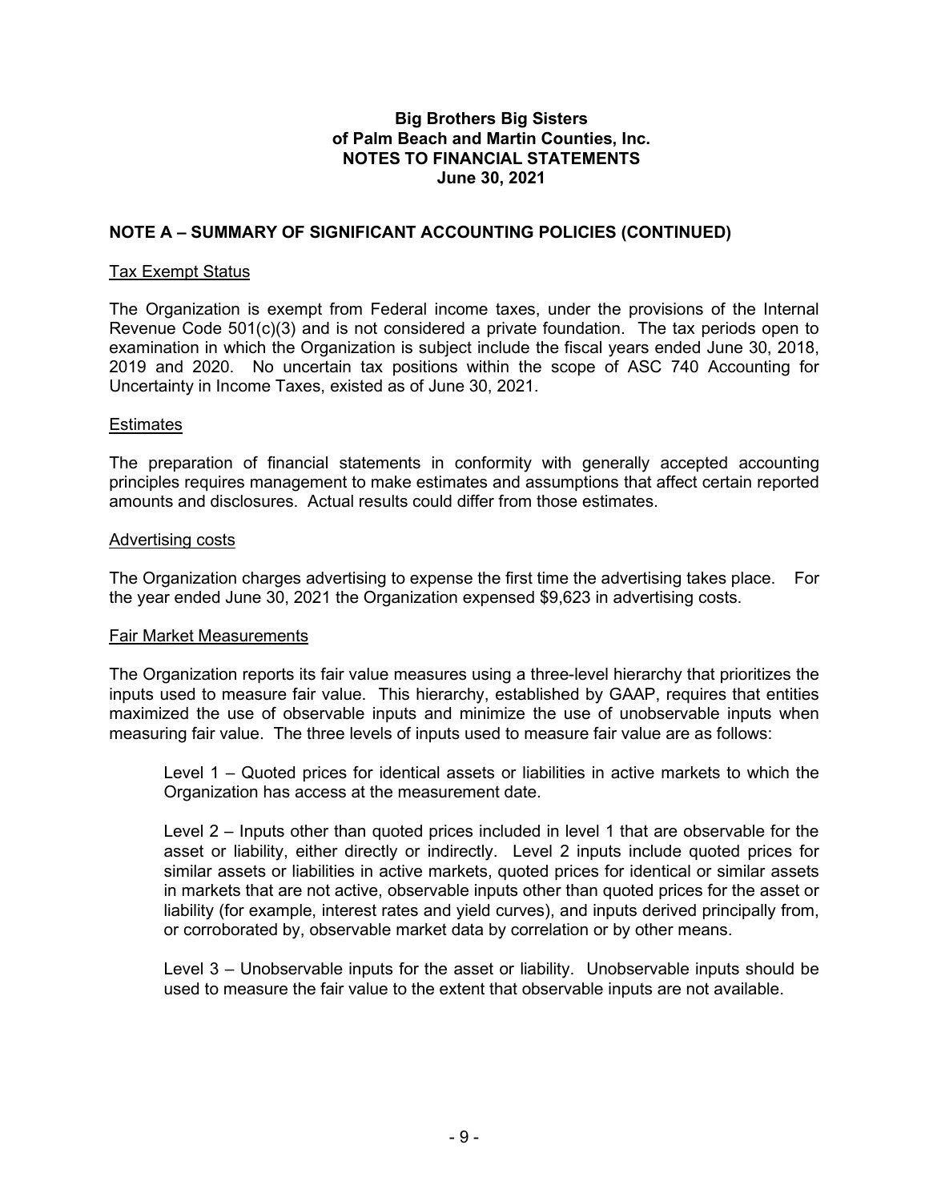# Big Brothers Big Sisters of Palm Beach and Martin Counties, Inc.
## NOTES TO FINANCIAL STATEMENTS
## June 30, 2021

### NOTE A – SUMMARY OF SIGNIFICANT ACCOUNTING POLICIES (CONTINUED)

Tax Exempt Status

The Organization is exempt from Federal income taxes, under the provisions of the Internal Revenue Code 501(c)(3) and is not considered a private foundation. The tax periods open to examination in which the Organization is subject include the fiscal years ended June 30, 2018, 2019 and 2020. No uncertain tax positions within the scope of ASC 740 Accounting for Uncertainty in Income Taxes, existed as of June 30, 2021.

Estimates

The preparation of financial statements in conformity with generally accepted accounting principles requires management to make estimates and assumptions that affect certain reported amounts and disclosures. Actual results could differ from those estimates.

Advertising costs

The Organization charges advertising to expense the first time the advertising takes place. For the year ended June 30, 2021 the Organization expensed $9,623 in advertising costs.

Fair Market Measurements

The Organization reports its fair value measures using a three-level hierarchy that prioritizes the inputs used to measure fair value. This hierarchy, established by GAAP, requires that entities maximized the use of observable inputs and minimize the use of unobservable inputs when measuring fair value. The three levels of inputs used to measure fair value are as follows:

Level 1 – Quoted prices for identical assets or liabilities in active markets to which the Organization has access at the measurement date.

Level 2 – Inputs other than quoted prices included in level 1 that are observable for the asset or liability, either directly or indirectly. Level 2 inputs include quoted prices for similar assets or liabilities in active markets, quoted prices for identical or similar assets in markets that are not active, observable inputs other than quoted prices for the asset or liability (for example, interest rates and yield curves), and inputs derived principally from, or corroborated by, observable market data by correlation or by other means.

Level 3 – Unobservable inputs for the asset or liability. Unobservable inputs should be used to measure the fair value to the extent that observable inputs are not available.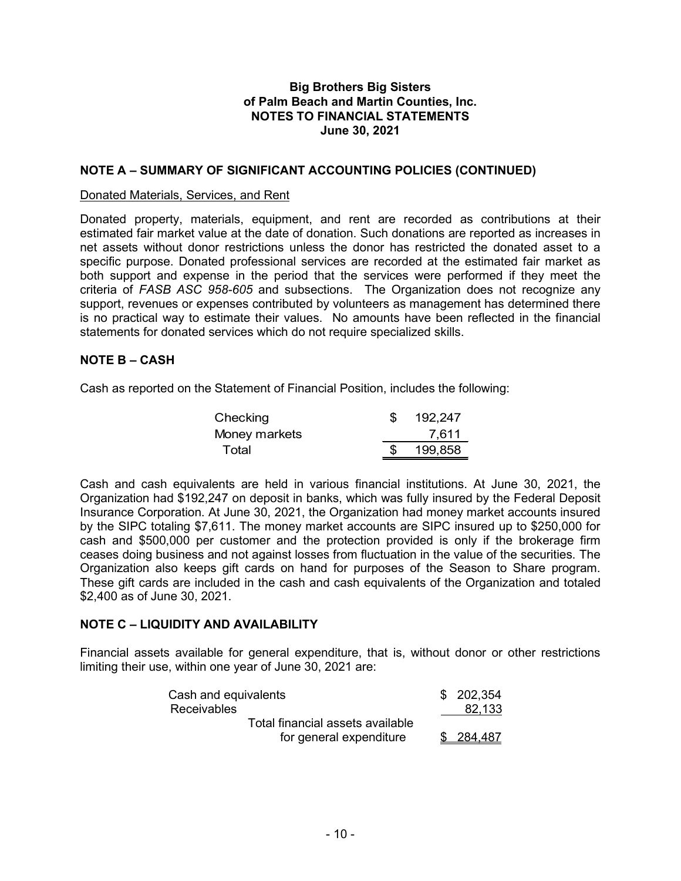**Big Brothers Big Sisters of Palm Beach and Martin Counties, Inc.**
**NOTES TO FINANCIAL STATEMENTS**
**June 30, 2021**

## NOTE A – SUMMARY OF SIGNIFICANT ACCOUNTING POLICIES (CONTINUED)

Donated Materials, Services, and Rent

Donated property, materials, equipment, and rent are recorded as contributions at their estimated fair market value at the date of donation. Such donations are reported as increases in net assets without donor restrictions unless the donor has restricted the donated asset to a specific purpose. Donated professional services are recorded at the estimated fair market as both support and expense in the period that the services were performed if they meet the criteria of *FASB ASC 958-605* and subsections. The Organization does not recognize any support, revenues or expenses contributed by volunteers as management has determined there is no practical way to estimate their values. No amounts have been reflected in the financial statements for donated services which do not require specialized skills.

## NOTE B – CASH

Cash as reported on the Statement of Financial Position, includes the following:

| | |
|---|---|
| Checking | $ 192,247 |
| Money markets | 7,611 |
| Total | $ 199,858 |

Cash and cash equivalents are held in various financial institutions. At June 30, 2021, the Organization had $192,247 on deposit in banks, which was fully insured by the Federal Deposit Insurance Corporation. At June 30, 2021, the Organization had money market accounts insured by the SIPC totaling $7,611. The money market accounts are SIPC insured up to $250,000 for cash and $500,000 per customer and the protection provided is only if the brokerage firm ceases doing business and not against losses from fluctuation in the value of the securities. The Organization also keeps gift cards on hand for purposes of the Season to Share program. These gift cards are included in the cash and cash equivalents of the Organization and totaled $2,400 as of June 30, 2021.

## NOTE C – LIQUIDITY AND AVAILABILITY

Financial assets available for general expenditure, that is, without donor or other restrictions limiting their use, within one year of June 30, 2021 are:

| | |
|---|---|
| Cash and equivalents | $ 202,354 |
| Receivables | 82,133 |
| Total financial assets available for general expenditure | $ 284,487 |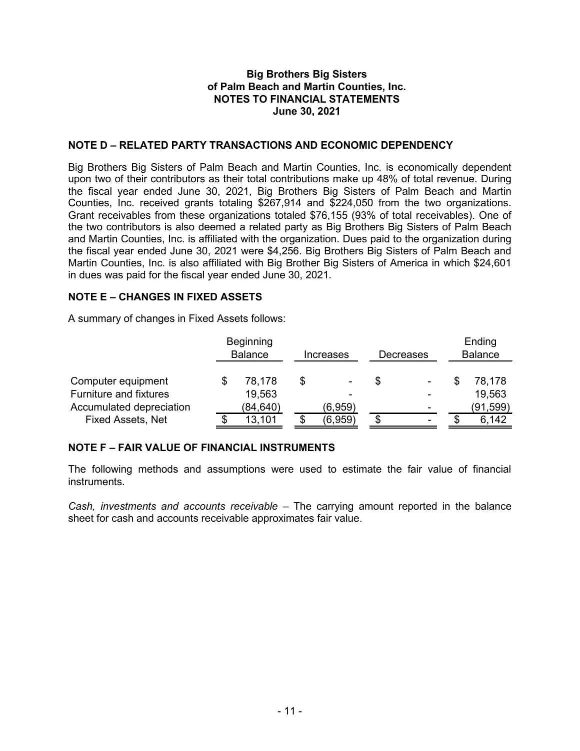**Big Brothers Big Sisters**
**of Palm Beach and Martin Counties, Inc.**
**NOTES TO FINANCIAL STATEMENTS**
**June 30, 2021**

## NOTE D – RELATED PARTY TRANSACTIONS AND ECONOMIC DEPENDENCY

Big Brothers Big Sisters of Palm Beach and Martin Counties, Inc. is economically dependent upon two of their contributors as their total contributions make up 48% of total revenue. During the fiscal year ended June 30, 2021, Big Brothers Big Sisters of Palm Beach and Martin Counties, Inc. received grants totaling $267,914 and $224,050 from the two organizations. Grant receivables from these organizations totaled $76,155 (93% of total receivables). One of the two contributors is also deemed a related party as Big Brothers Big Sisters of Palm Beach and Martin Counties, Inc. is affiliated with the organization. Dues paid to the organization during the fiscal year ended June 30, 2021 were $4,256. Big Brothers Big Sisters of Palm Beach and Martin Counties, Inc. is also affiliated with Big Brother Big Sisters of America in which $24,601 in dues was paid for the fiscal year ended June 30, 2021.

## NOTE E – CHANGES IN FIXED ASSETS

A summary of changes in Fixed Assets follows:

| | Beginning Balance | Increases | Decreases | Ending Balance |
|---|---|---|---|---|
| Computer equipment | $ 78,178 | $ - | $ - | $ 78,178 |
| Furniture and fixtures | 19,563 | - | - | 19,563 |
| Accumulated depreciation | (84,640) | (6,959) | - | (91,599) |
| Fixed Assets, Net | $ 13,101 | $ (6,959) | $ - | $ 6,142 |

## NOTE F – FAIR VALUE OF FINANCIAL INSTRUMENTS

The following methods and assumptions were used to estimate the fair value of financial instruments.

*Cash, investments and accounts receivable* – The carrying amount reported in the balance sheet for cash and accounts receivable approximates fair value.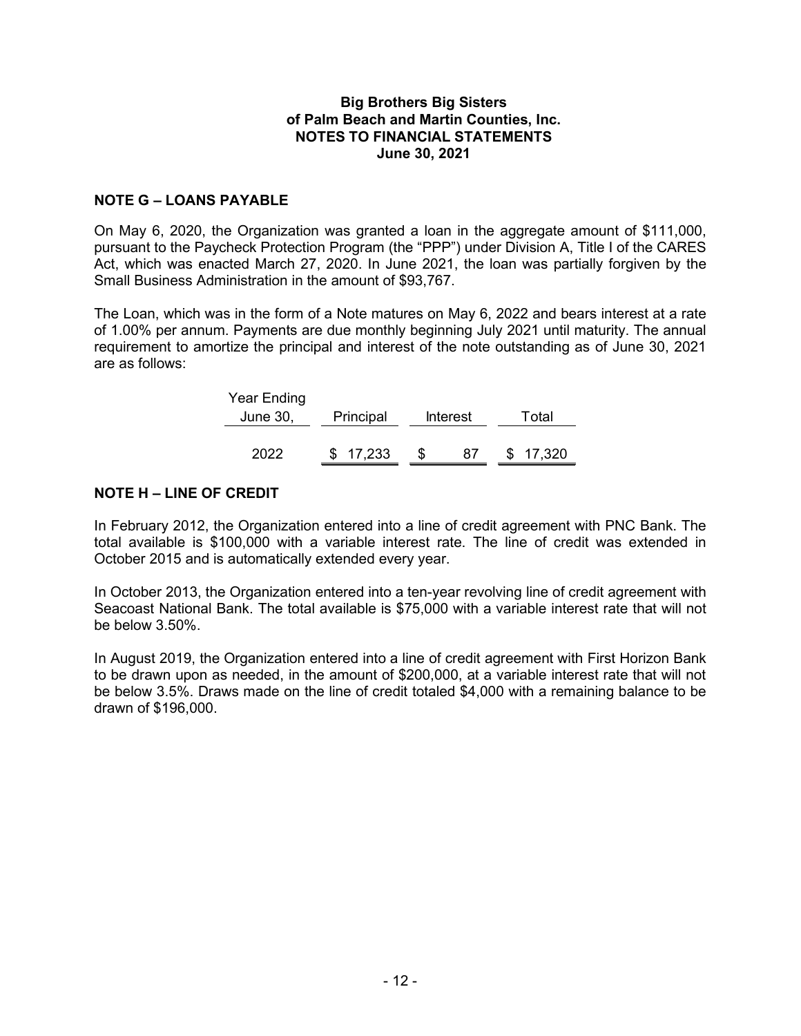**Big Brothers Big Sisters**
**of Palm Beach and Martin Counties, Inc.**
**NOTES TO FINANCIAL STATEMENTS**
**June 30, 2021**

## NOTE G – LOANS PAYABLE

On May 6, 2020, the Organization was granted a loan in the aggregate amount of $111,000, pursuant to the Paycheck Protection Program (the "PPP") under Division A, Title I of the CARES Act, which was enacted March 27, 2020. In June 2021, the loan was partially forgiven by the Small Business Administration in the amount of $93,767.

The Loan, which was in the form of a Note matures on May 6, 2022 and bears interest at a rate of 1.00% per annum. Payments are due monthly beginning July 2021 until maturity. The annual requirement to amortize the principal and interest of the note outstanding as of June 30, 2021 are as follows:

| Year Ending June 30, | Principal | Interest | Total |
|---|---|---|---|
| 2022 | $ 17,233 | $ 87 | $ 17,320 |

## NOTE H – LINE OF CREDIT

In February 2012, the Organization entered into a line of credit agreement with PNC Bank. The total available is $100,000 with a variable interest rate. The line of credit was extended in October 2015 and is automatically extended every year.

In October 2013, the Organization entered into a ten-year revolving line of credit agreement with Seacoast National Bank. The total available is $75,000 with a variable interest rate that will not be below 3.50%.

In August 2019, the Organization entered into a line of credit agreement with First Horizon Bank to be drawn upon as needed, in the amount of $200,000, at a variable interest rate that will not be below 3.5%. Draws made on the line of credit totaled $4,000 with a remaining balance to be drawn of $196,000.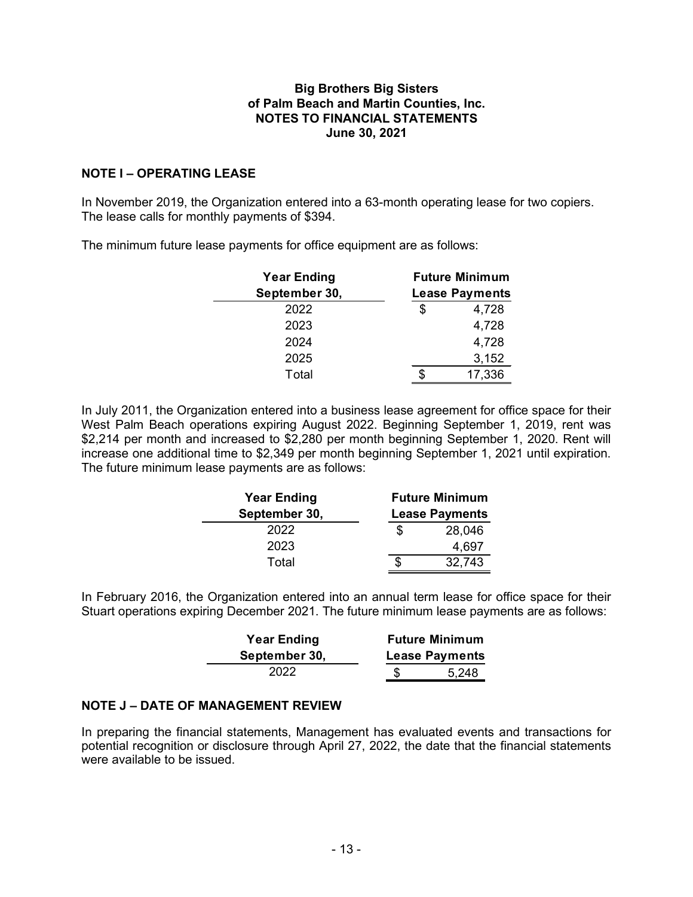**Big Brothers Big Sisters**
**of Palm Beach and Martin Counties, Inc.**
**NOTES TO FINANCIAL STATEMENTS**
**June 30, 2021**

## NOTE I – OPERATING LEASE

In November 2019, the Organization entered into a 63-month operating lease for two copiers. The lease calls for monthly payments of $394.

The minimum future lease payments for office equipment are as follows:

| Year Ending September 30, | Future Minimum Lease Payments |
|---|---|
| 2022 | $ 4,728 |
| 2023 | 4,728 |
| 2024 | 4,728 |
| 2025 | 3,152 |
| Total | $ 17,336 |

In July 2011, the Organization entered into a business lease agreement for office space for their West Palm Beach operations expiring August 2022. Beginning September 1, 2019, rent was $2,214 per month and increased to $2,280 per month beginning September 1, 2020. Rent will increase one additional time to $2,349 per month beginning September 1, 2021 until expiration. The future minimum lease payments are as follows:

| Year Ending September 30, | Future Minimum Lease Payments |
|---|---|
| 2022 | $ 28,046 |
| 2023 | 4,697 |
| Total | $ 32,743 |

In February 2016, the Organization entered into an annual term lease for office space for their Stuart operations expiring December 2021. The future minimum lease payments are as follows:

| Year Ending September 30, | Future Minimum Lease Payments |
|---|---|
| 2022 | $ 5,248 |

## NOTE J – DATE OF MANAGEMENT REVIEW

In preparing the financial statements, Management has evaluated events and transactions for potential recognition or disclosure through April 27, 2022, the date that the financial statements were available to be issued.